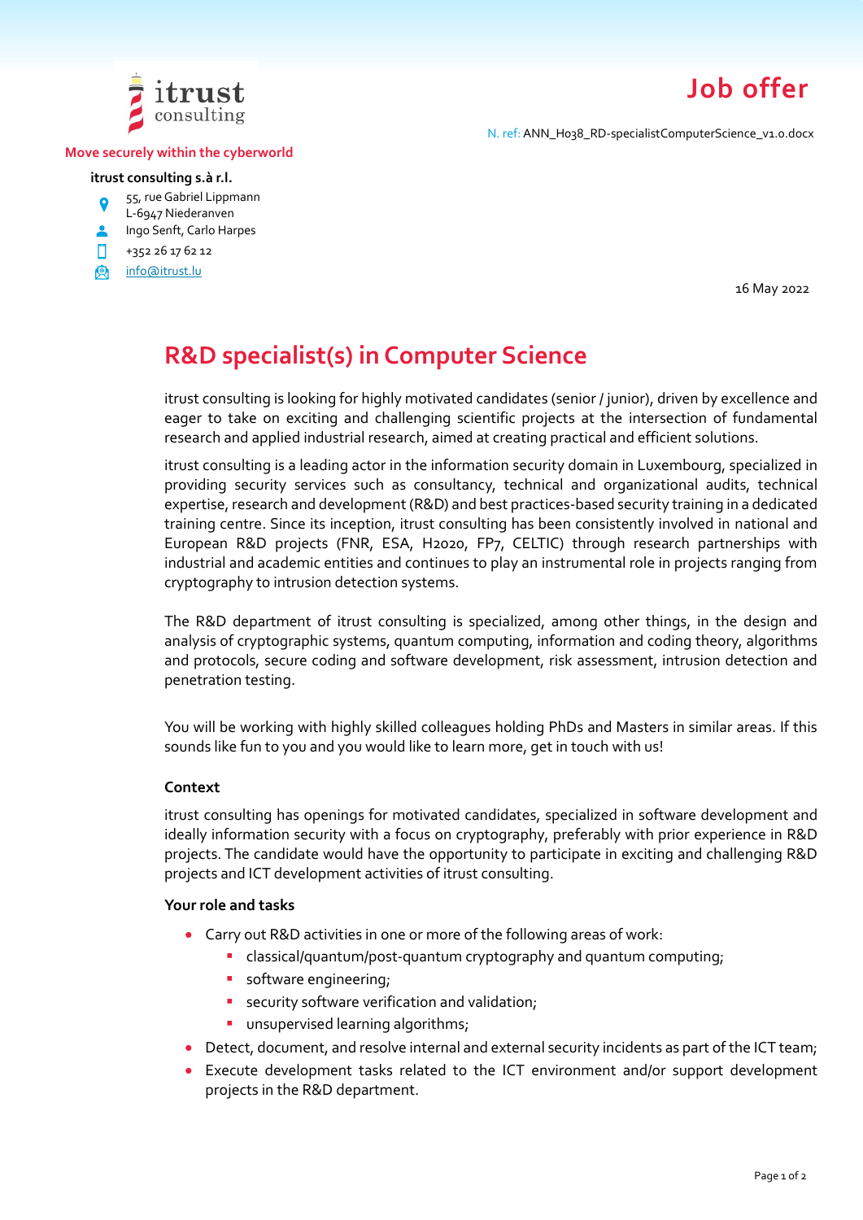itrust consulting

Move securely within the cyberworld

**itrust consulting s.à r.l.**

55, rue Gabriel Lippmann
L-6947 Niederanven
Ingo Senft, Carlo Harpes
+352 26 17 62 12
info@itrust.lu

# Job offer

N. ref: ANN_H038_RD-specialistComputerScience_v1.0.docx

16 May 2022

## R&D specialist(s) in Computer Science

itrust consulting is looking for highly motivated candidates (senior / junior), driven by excellence and eager to take on exciting and challenging scientific projects at the intersection of fundamental research and applied industrial research, aimed at creating practical and efficient solutions.

itrust consulting is a leading actor in the information security domain in Luxembourg, specialized in providing security services such as consultancy, technical and organizational audits, technical expertise, research and development (R&D) and best practices-based security training in a dedicated training centre. Since its inception, itrust consulting has been consistently involved in national and European R&D projects (FNR, ESA, H2020, FP7, CELTIC) through research partnerships with industrial and academic entities and continues to play an instrumental role in projects ranging from cryptography to intrusion detection systems.

The R&D department of itrust consulting is specialized, among other things, in the design and analysis of cryptographic systems, quantum computing, information and coding theory, algorithms and protocols, secure coding and software development, risk assessment, intrusion detection and penetration testing.

You will be working with highly skilled colleagues holding PhDs and Masters in similar areas. If this sounds like fun to you and you would like to learn more, get in touch with us!

### Context

itrust consulting has openings for motivated candidates, specialized in software development and ideally information security with a focus on cryptography, preferably with prior experience in R&D projects. The candidate would have the opportunity to participate in exciting and challenging R&D projects and ICT development activities of itrust consulting.

### Your role and tasks

- Carry out R&D activities in one or more of the following areas of work:
  - classical/quantum/post-quantum cryptography and quantum computing;
  - software engineering;
  - security software verification and validation;
  - unsupervised learning algorithms;
- Detect, document, and resolve internal and external security incidents as part of the ICT team;
- Execute development tasks related to the ICT environment and/or support development projects in the R&D department.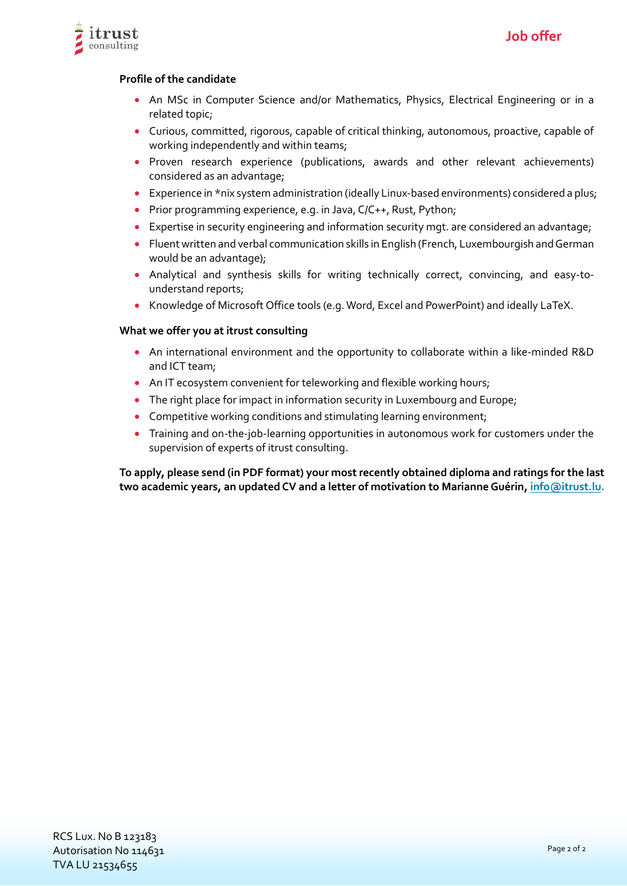**Profile of the candidate**

- An MSc in Computer Science and/or Mathematics, Physics, Electrical Engineering or in a related topic;
- Curious, committed, rigorous, capable of critical thinking, autonomous, proactive, capable of working independently and within teams;
- Proven research experience (publications, awards and other relevant achievements) considered as an advantage;
- Experience in *nix system administration (ideally Linux-based environments) considered a plus;
- Prior programming experience, e.g. in Java, C/C++, Rust, Python;
- Expertise in security engineering and information security mgt. are considered an advantage;
- Fluent written and verbal communication skills in English (French, Luxembourgish and German would be an advantage);
- Analytical and synthesis skills for writing technically correct, convincing, and easy-to-understand reports;
- Knowledge of Microsoft Office tools (e.g. Word, Excel and PowerPoint) and ideally LaTeX.

**What we offer you at itrust consulting**

- An international environment and the opportunity to collaborate within a like-minded R&D and ICT team;
- An IT ecosystem convenient for teleworking and flexible working hours;
- The right place for impact in information security in Luxembourg and Europe;
- Competitive working conditions and stimulating learning environment;
- Training and on-the-job-learning opportunities in autonomous work for customers under the supervision of experts of itrust consulting.

**To apply, please send (in PDF format) your most recently obtained diploma and ratings for the last two academic years, an updated CV and a letter of motivation to Marianne Guérin, [info@itrust.lu](mailto:info@itrust.lu).**

RCS Lux. No B 123183
Autorisation No 114631
TVA LU 21534655